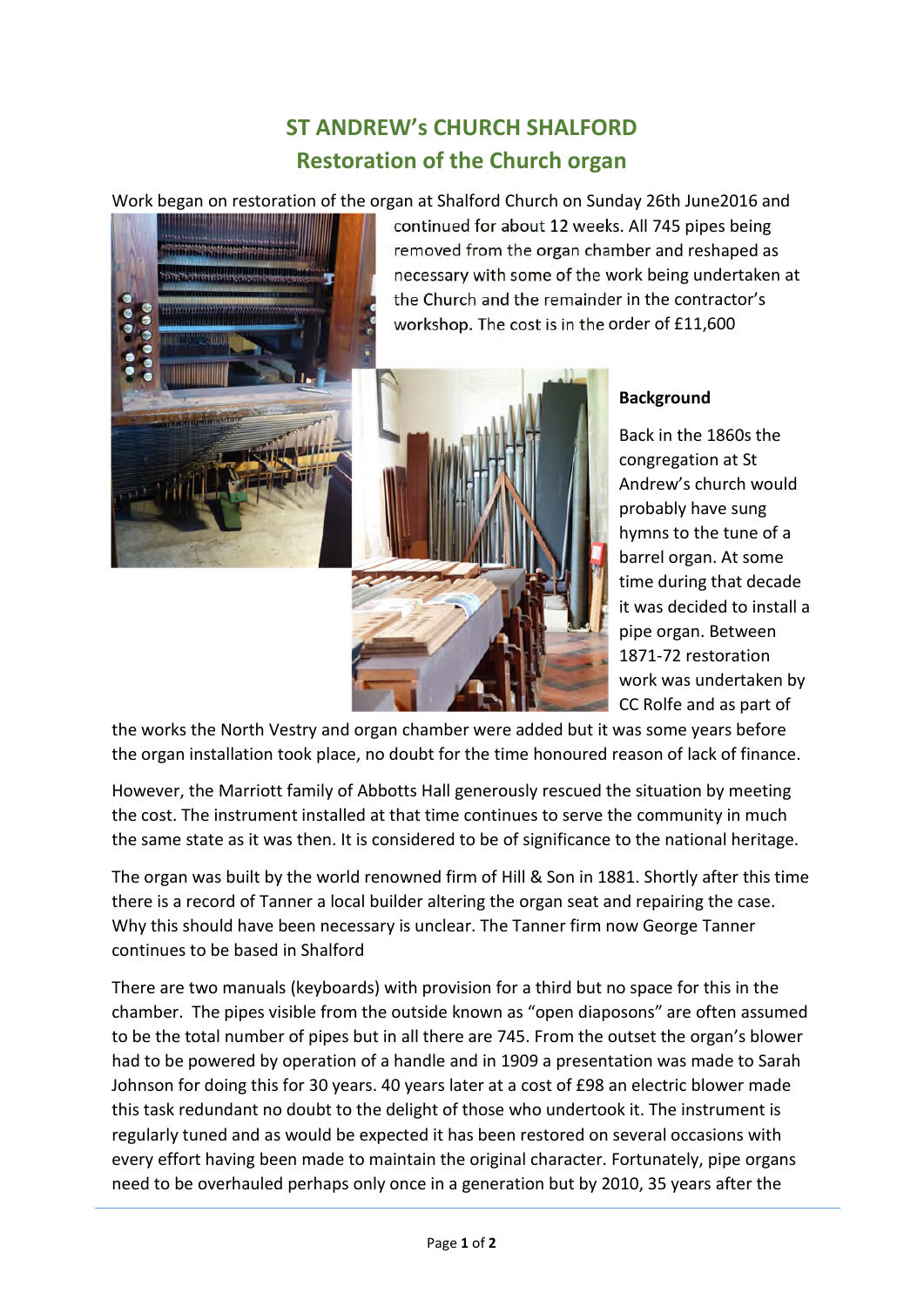# ST ANDREW's CHURCH SHALFORD
## Restoration of the Church organ

Work began on restoration of the organ at Shalford Church on Sunday 26th June2016 and continued for about 12 weeks. All 745 pipes being removed from the organ chamber and reshaped as necessary with some of the work being undertaken at the Church and the remainder in the contractor's workshop. The cost is in the order of £11,600

**Background**

Back in the 1860s the congregation at St Andrew's church would probably have sung hymns to the tune of a barrel organ. At some time during that decade it was decided to install a pipe organ. Between 1871-72 restoration work was undertaken by CC Rolfe and as part of the works the North Vestry and organ chamber were added but it was some years before the organ installation took place, no doubt for the time honoured reason of lack of finance.

However, the Marriott family of Abbotts Hall generously rescued the situation by meeting the cost. The instrument installed at that time continues to serve the community in much the same state as it was then. It is considered to be of significance to the national heritage.

The organ was built by the world renowned firm of Hill & Son in 1881. Shortly after this time there is a record of Tanner a local builder altering the organ seat and repairing the case. Why this should have been necessary is unclear. The Tanner firm now George Tanner continues to be based in Shalford

There are two manuals (keyboards) with provision for a third but no space for this in the chamber. The pipes visible from the outside known as "open diaposons" are often assumed to be the total number of pipes but in all there are 745. From the outset the organ's blower had to be powered by operation of a handle and in 1909 a presentation was made to Sarah Johnson for doing this for 30 years. 40 years later at a cost of £98 an electric blower made this task redundant no doubt to the delight of those who undertook it. The instrument is regularly tuned and as would be expected it has been restored on several occasions with every effort having been made to maintain the original character. Fortunately, pipe organs need to be overhauled perhaps only once in a generation but by 2010, 35 years after the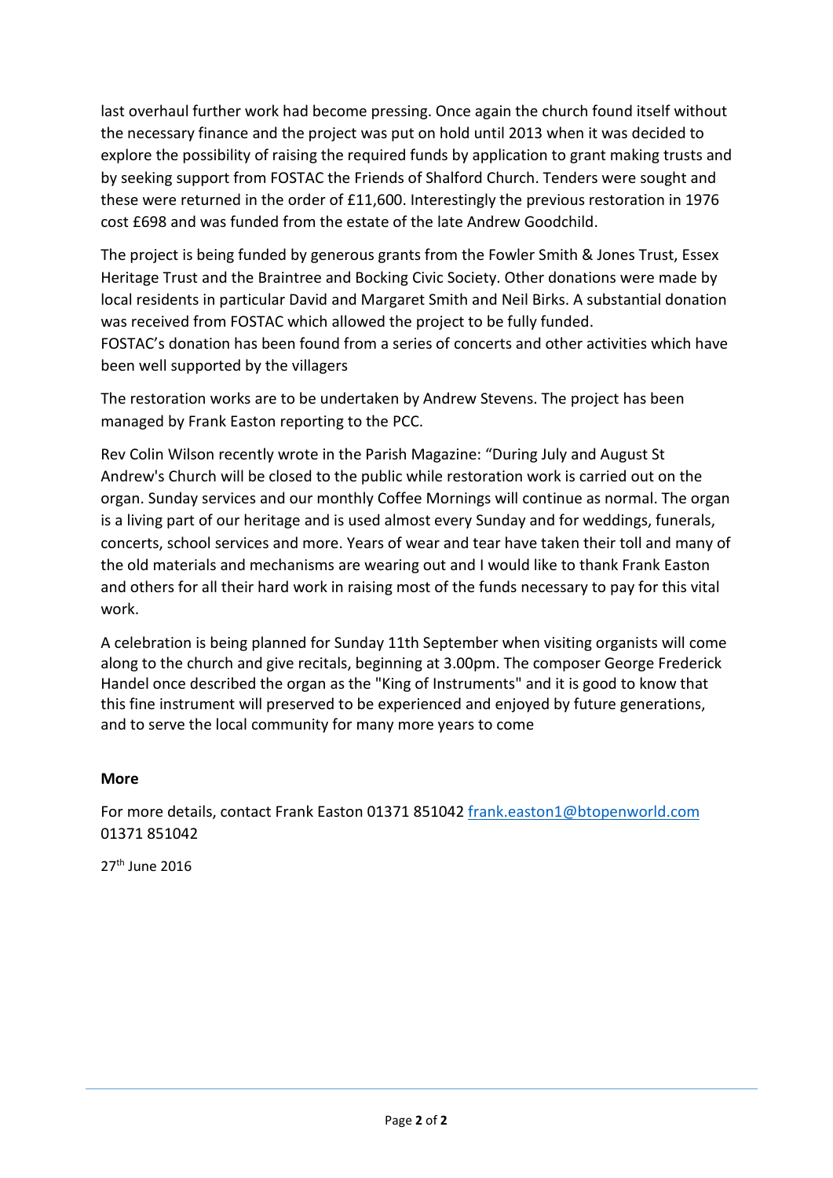last overhaul further work had become pressing. Once again the church found itself without the necessary finance and the project was put on hold until 2013 when it was decided to explore the possibility of raising the required funds by application to grant making trusts and by seeking support from FOSTAC the Friends of Shalford Church. Tenders were sought and these were returned in the order of £11,600. Interestingly the previous restoration in 1976 cost £698 and was funded from the estate of the late Andrew Goodchild.

The project is being funded by generous grants from the Fowler Smith & Jones Trust, Essex Heritage Trust and the Braintree and Bocking Civic Society. Other donations were made by local residents in particular David and Margaret Smith and Neil Birks. A substantial donation was received from FOSTAC which allowed the project to be fully funded.
FOSTAC's donation has been found from a series of concerts and other activities which have been well supported by the villagers

The restoration works are to be undertaken by Andrew Stevens. The project has been managed by Frank Easton reporting to the PCC.

Rev Colin Wilson recently wrote in the Parish Magazine: "During July and August St Andrew's Church will be closed to the public while restoration work is carried out on the organ. Sunday services and our monthly Coffee Mornings will continue as normal. The organ is a living part of our heritage and is used almost every Sunday and for weddings, funerals, concerts, school services and more. Years of wear and tear have taken their toll and many of the old materials and mechanisms are wearing out and I would like to thank Frank Easton and others for all their hard work in raising most of the funds necessary to pay for this vital work.

A celebration is being planned for Sunday 11th September when visiting organists will come along to the church and give recitals, beginning at 3.00pm. The composer George Frederick Handel once described the organ as the "King of Instruments" and it is good to know that this fine instrument will preserved to be experienced and enjoyed by future generations, and to serve the local community for many more years to come

**More**

For more details, contact Frank Easton 01371 851042 [frank.easton1@btopenworld.com](mailto:frank.easton1@btopenworld.com) 01371 851042

27th June 2016